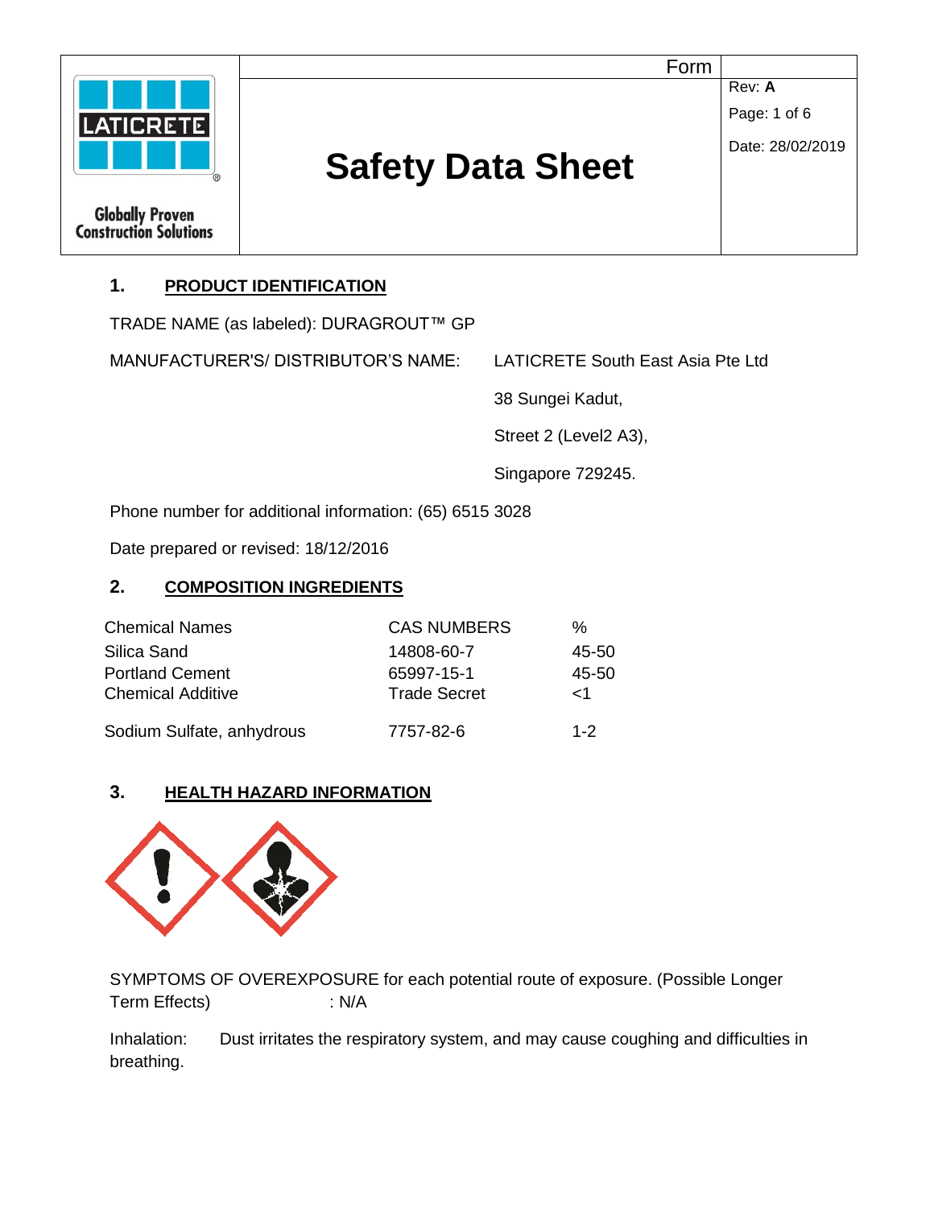# Safety Data Sheet

Form

Rev: **A**

Date: 28/02/2019

## 1. PRODUCT IDENTIFICATION

TRADE NAME (as labeled): DURAGROUT™ GP

MANUFACTURER'S/ DISTRIBUTOR'S NAME: LATICRETE South East Asia Pte Ltd

38 Sungei Kadut,

Street 2 (Level2 A3),

Singapore 729245.

Phone number for additional information: (65) 6515 3028

Date prepared or revised: 18/12/2016

## 2. COMPOSITION INGREDIENTS

| Chemical Names | CAS NUMBERS | % |
| --- | --- | --- |
| Silica Sand | 14808-60-7 | 45-50 |
| Portland Cement | 65997-15-1 | 45-50 |
| Chemical Additive | Trade Secret | <1 |
| Sodium Sulfate, anhydrous | 7757-82-6 | 1-2 |

## 3. HEALTH HAZARD INFORMATION

SYMPTOMS OF OVEREXPOSURE for each potential route of exposure. (Possible Longer Term Effects) : N/A

Inhalation: Dust irritates the respiratory system, and may cause coughing and difficulties in breathing.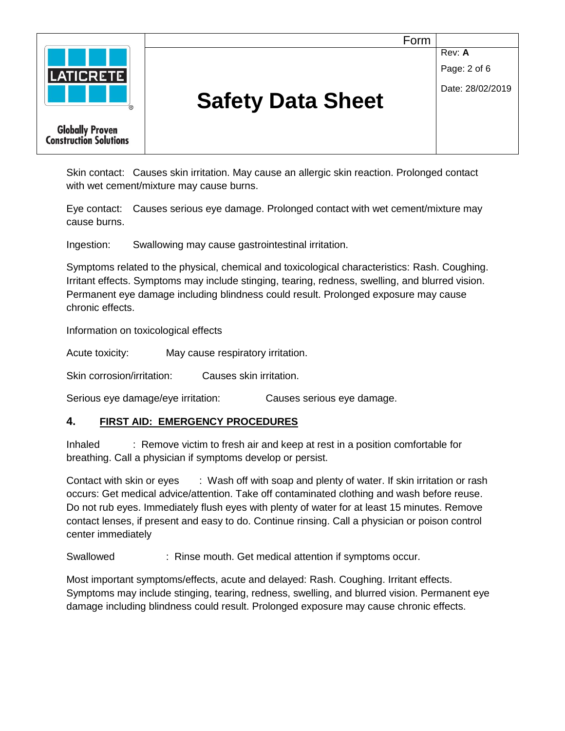Skin contact: Causes skin irritation. May cause an allergic skin reaction. Prolonged contact with wet cement/mixture may cause burns.

Eye contact: Causes serious eye damage. Prolonged contact with wet cement/mixture may cause burns.

Ingestion: Swallowing may cause gastrointestinal irritation.

Symptoms related to the physical, chemical and toxicological characteristics: Rash. Coughing. Irritant effects. Symptoms may include stinging, tearing, redness, swelling, and blurred vision. Permanent eye damage including blindness could result. Prolonged exposure may cause chronic effects.

Information on toxicological effects

Acute toxicity: May cause respiratory irritation.

Skin corrosion/irritation: Causes skin irritation.

Serious eye damage/eye irritation: Causes serious eye damage.

## 4. FIRST AID: EMERGENCY PROCEDURES

Inhaled : Remove victim to fresh air and keep at rest in a position comfortable for breathing. Call a physician if symptoms develop or persist.

Contact with skin or eyes : Wash off with soap and plenty of water. If skin irritation or rash occurs: Get medical advice/attention. Take off contaminated clothing and wash before reuse. Do not rub eyes. Immediately flush eyes with plenty of water for at least 15 minutes. Remove contact lenses, if present and easy to do. Continue rinsing. Call a physician or poison control center immediately

Swallowed : Rinse mouth. Get medical attention if symptoms occur.

Most important symptoms/effects, acute and delayed: Rash. Coughing. Irritant effects. Symptoms may include stinging, tearing, redness, swelling, and blurred vision. Permanent eye damage including blindness could result. Prolonged exposure may cause chronic effects.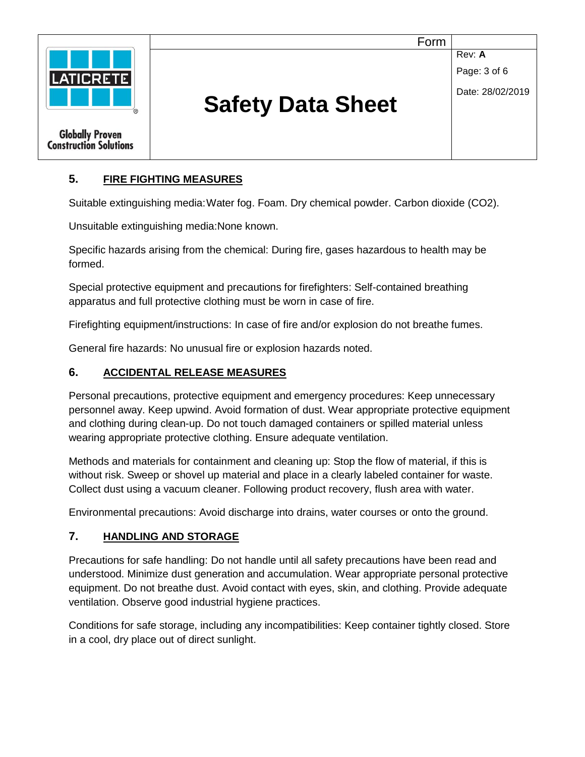## 5. FIRE FIGHTING MEASURES

Suitable extinguishing media: Water fog. Foam. Dry chemical powder. Carbon dioxide ($CO_2$).

Unsuitable extinguishing media: None known.

Specific hazards arising from the chemical: During fire, gases hazardous to health may be formed.

Special protective equipment and precautions for firefighters: Self-contained breathing apparatus and full protective clothing must be worn in case of fire.

Firefighting equipment/instructions: In case of fire and/or explosion do not breathe fumes.

General fire hazards: No unusual fire or explosion hazards noted.

## 6. ACCIDENTAL RELEASE MEASURES

Personal precautions, protective equipment and emergency procedures: Keep unnecessary personnel away. Keep upwind. Avoid formation of dust. Wear appropriate protective equipment and clothing during clean-up. Do not touch damaged containers or spilled material unless wearing appropriate protective clothing. Ensure adequate ventilation.

Methods and materials for containment and cleaning up: Stop the flow of material, if this is without risk. Sweep or shovel up material and place in a clearly labeled container for waste. Collect dust using a vacuum cleaner. Following product recovery, flush area with water.

Environmental precautions: Avoid discharge into drains, water courses or onto the ground.

## 7. HANDLING AND STORAGE

Precautions for safe handling: Do not handle until all safety precautions have been read and understood. Minimize dust generation and accumulation. Wear appropriate personal protective equipment. Do not breathe dust. Avoid contact with eyes, skin, and clothing. Provide adequate ventilation. Observe good industrial hygiene practices.

Conditions for safe storage, including any incompatibilities: Keep container tightly closed. Store in a cool, dry place out of direct sunlight.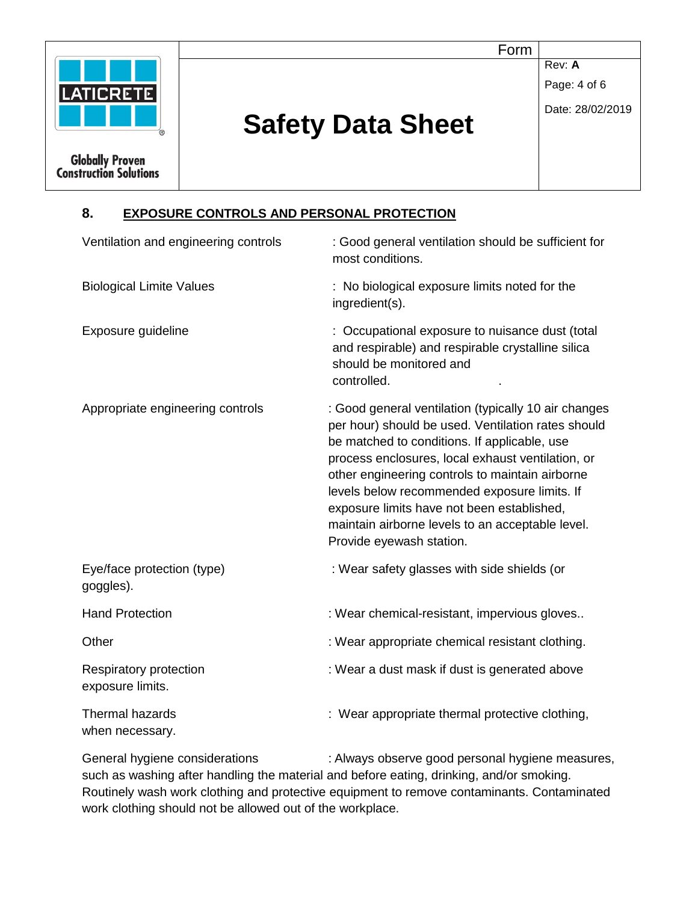## 8. EXPOSURE CONTROLS AND PERSONAL PROTECTION

Ventilation and engineering controls : Good general ventilation should be sufficient for most conditions.

Biological Limite Values : No biological exposure limits noted for the ingredient(s).

Exposure guideline : Occupational exposure to nuisance dust (total and respirable) and respirable crystalline silica should be monitored and controlled. .

Appropriate engineering controls : Good general ventilation (typically 10 air changes per hour) should be used. Ventilation rates should be matched to conditions. If applicable, use process enclosures, local exhaust ventilation, or other engineering controls to maintain airborne levels below recommended exposure limits. If exposure limits have not been established, maintain airborne levels to an acceptable level. Provide eyewash station.

Eye/face protection (type) : Wear safety glasses with side shields (or goggles).

Hand Protection : Wear chemical-resistant, impervious gloves..

Other : Wear appropriate chemical resistant clothing.

Respiratory protection : Wear a dust mask if dust is generated above exposure limits.

Thermal hazards : Wear appropriate thermal protective clothing, when necessary.

General hygiene considerations : Always observe good personal hygiene measures, such as washing after handling the material and before eating, drinking, and/or smoking. Routinely wash work clothing and protective equipment to remove contaminants. Contaminated work clothing should not be allowed out of the workplace.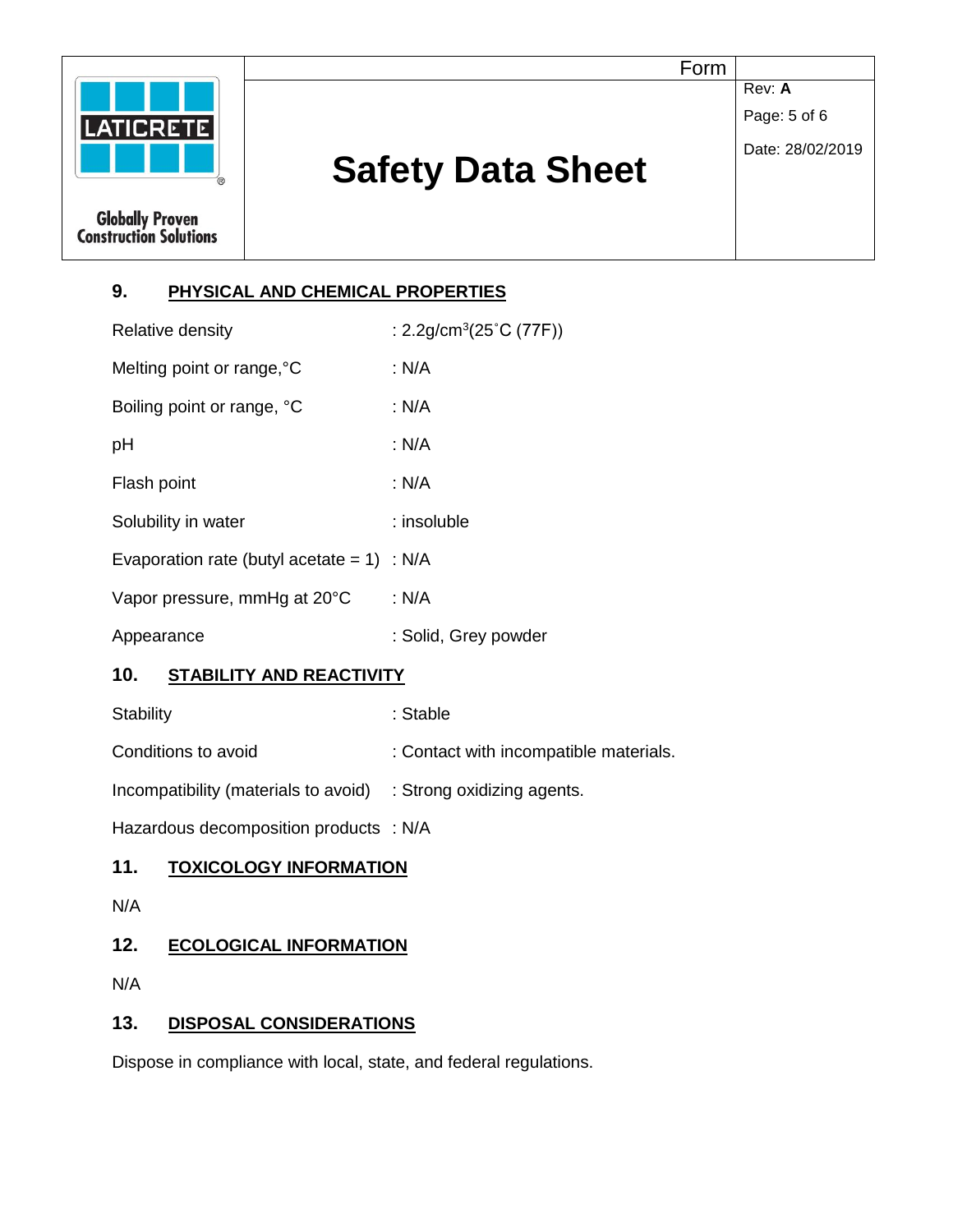## 9. PHYSICAL AND CHEMICAL PROPERTIES

| | |
|---|---|
| Relative density | : 2.2g/cm$^3$(25˚C (77F)) |
| Melting point or range,°C | : N/A |
| Boiling point or range, °C | : N/A |
| pH | : N/A |
| Flash point | : N/A |
| Solubility in water | : insoluble |
| Evaporation rate (butyl acetate = 1) | : N/A |
| Vapor pressure, mmHg at 20°C | : N/A |
| Appearance | : Solid, Grey powder |

## 10. STABILITY AND REACTIVITY

| | |
|---|---|
| Stability | : Stable |
| Conditions to avoid | : Contact with incompatible materials. |
| Incompatibility (materials to avoid) | : Strong oxidizing agents. |
| Hazardous decomposition products | : N/A |

## 11. TOXICOLOGY INFORMATION

N/A

## 12. ECOLOGICAL INFORMATION

N/A

## 13. DISPOSAL CONSIDERATIONS

Dispose in compliance with local, state, and federal regulations.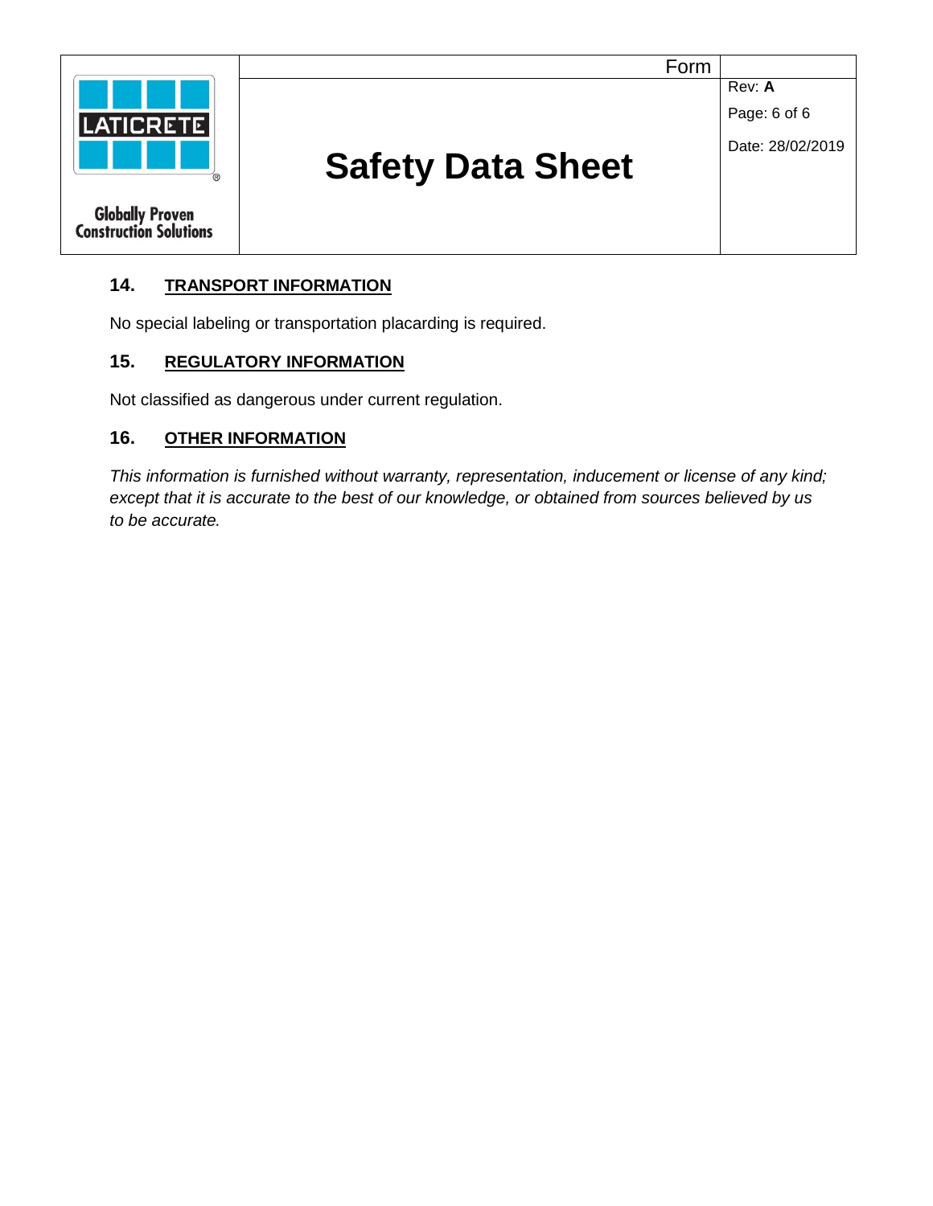## 14. TRANSPORT INFORMATION

No special labeling or transportation placarding is required.

## 15. REGULATORY INFORMATION

Not classified as dangerous under current regulation.

## 16. OTHER INFORMATION

*This information is furnished without warranty, representation, inducement or license of any kind; except that it is accurate to the best of our knowledge, or obtained from sources believed by us to be accurate.*